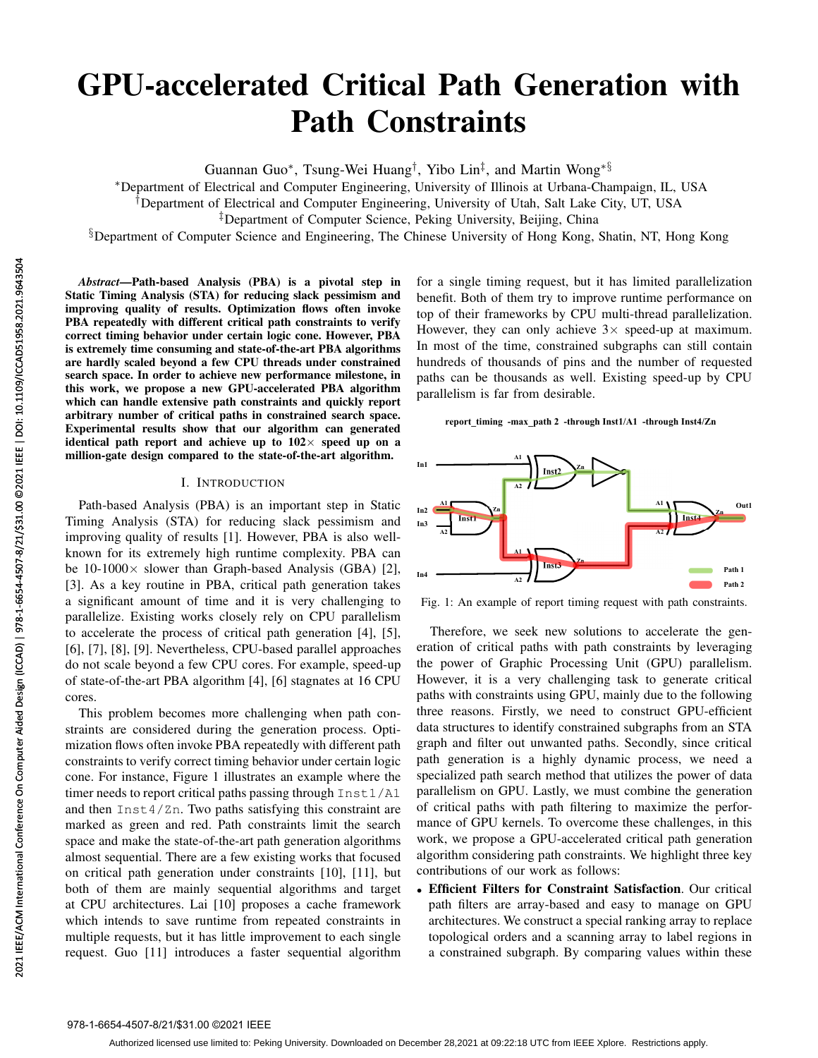# GPU-accelerated Critical Path Generation with Path Constraints

Guannan Guo[*], Tsung-Wei Huang[†], Yibo Lin[‡], and Martin Wong[*§]

[*]Department of Electrical and Computer Engineering, University of Illinois at Urbana-Champaign, IL, USA
[†]Department of Electrical and Computer Engineering, University of Utah, Salt Lake City, UT, USA
[‡]Department of Computer Science, Peking University, Beijing, China
[§]Department of Computer Science and Engineering, The Chinese University of Hong Kong, Shatin, NT, Hong Kong

***Abstract*—Path-based Analysis (PBA) is a pivotal step in Static Timing Analysis (STA) for reducing slack pessimism and improving quality of results. Optimization flows often invoke PBA repeatedly with different critical path constraints to verify correct timing behavior under certain logic cone. However, PBA is extremely time consuming and state-of-the-art PBA algorithms are hardly scaled beyond a few CPU threads under constrained search space. In order to achieve new performance milestone, in this work, we propose a new GPU-accelerated PBA algorithm which can handle extensive path constraints and quickly report arbitrary number of critical paths in constrained search space. Experimental results show that our algorithm can generated identical path report and achieve up to 102× speed up on a million-gate design compared to the state-of-the-art algorithm.**

## I. Introduction

Path-based Analysis (PBA) is an important step in Static Timing Analysis (STA) for reducing slack pessimism and improving quality of results [1]. However, PBA is also well-known for its extremely high runtime complexity. PBA can be 10-1000× slower than Graph-based Analysis (GBA) [2], [3]. As a key routine in PBA, critical path generation takes a significant amount of time and it is very challenging to parallelize. Existing works closely rely on CPU parallelism to accelerate the process of critical path generation [4], [5], [6], [7], [8], [9]. Nevertheless, CPU-based parallel approaches do not scale beyond a few CPU cores. For example, speed-up of state-of-the-art PBA algorithm [4], [6] stagnates at 16 CPU cores.

This problem becomes more challenging when path constraints are considered during the generation process. Optimization flows often invoke PBA repeatedly with different path constraints to verify correct timing behavior under certain logic cone. For instance, Figure 1 illustrates an example where the timer needs to report critical paths passing through `Inst1/A1` and then `Inst4/Zn`. Two paths satisfying this constraint are marked as green and red. Path constraints limit the search space and make the state-of-the-art path generation algorithms almost sequential. There are a few existing works that focused on critical path generation under constraints [10], [11], but both of them are mainly sequential algorithms and target at CPU architectures. Lai [10] proposes a cache framework which intends to save runtime from repeated constraints in multiple requests, but it has little improvement to each single request. Guo [11] introduces a faster sequential algorithm for a single timing request, but it has limited parallelization benefit. Both of them try to improve runtime performance on top of their frameworks by CPU multi-thread parallelization. However, they can only achieve 3× speed-up at maximum. In most of the time, constrained subgraphs can still contain hundreds of thousands of pins and the number of requested paths can be thousands as well. Existing speed-up by CPU parallelism is far from desirable.

Fig. 1: An example of report timing request with path constraints.

Therefore, we seek new solutions to accelerate the generation of critical paths with path constraints by leveraging the power of Graphic Processing Unit (GPU) parallelism. However, it is a very challenging task to generate critical paths with constraints using GPU, mainly due to the following three reasons. Firstly, we need to construct GPU-efficient data structures to identify constrained subgraphs from an STA graph and filter out unwanted paths. Secondly, since critical path generation is a highly dynamic process, we need a specialized path search method that utilizes the power of data parallelism on GPU. Lastly, we must combine the generation of critical paths with path filtering to maximize the performance of GPU kernels. To overcome these challenges, in this work, we propose a GPU-accelerated critical path generation algorithm considering path constraints. We highlight three key contributions of our work as follows:

- **Efficient Filters for Constraint Satisfaction**. Our critical path filters are array-based and easy to manage on GPU architectures. We construct a special ranking array to replace topological orders and a scanning array to label regions in a constrained subgraph. By comparing values within these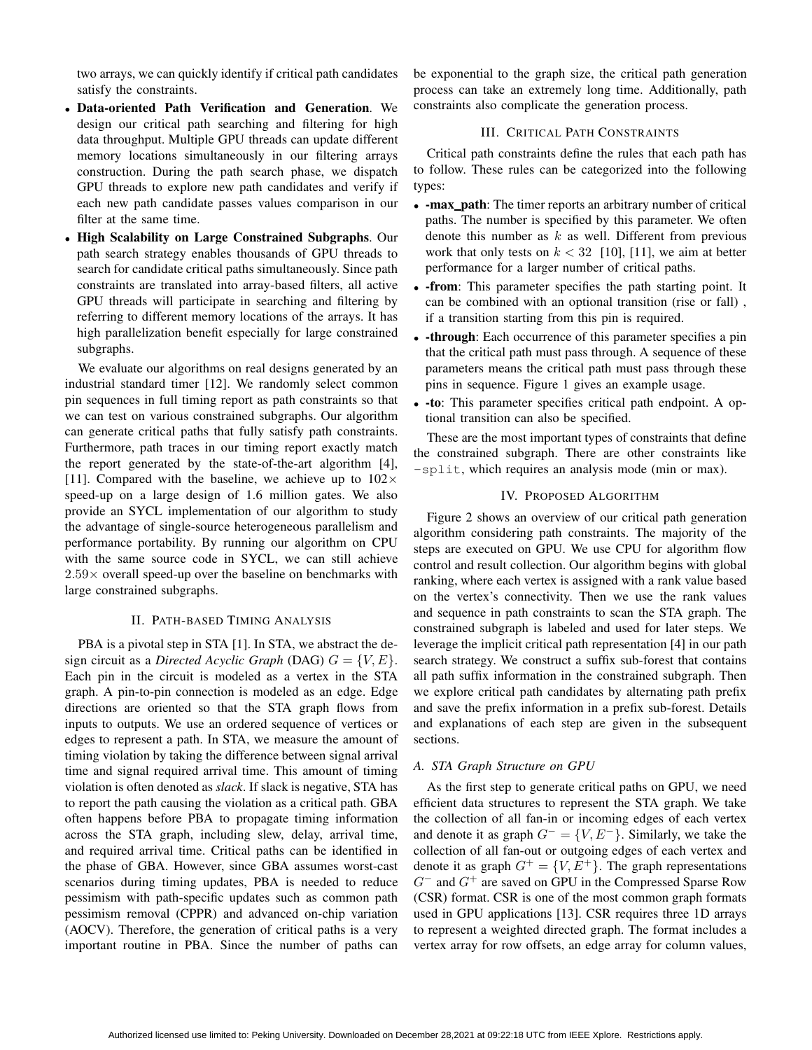two arrays, we can quickly identify if critical path candidates satisfy the constraints.

- **Data-oriented Path Verification and Generation**. We design our critical path searching and filtering for high data throughput. Multiple GPU threads can update different memory locations simultaneously in our filtering arrays construction. During the path search phase, we dispatch GPU threads to explore new path candidates and verify if each new path candidate passes values comparison in our filter at the same time.
- **High Scalability on Large Constrained Subgraphs**. Our path search strategy enables thousands of GPU threads to search for candidate critical paths simultaneously. Since path constraints are translated into array-based filters, all active GPU threads will participate in searching and filtering by referring to different memory locations of the arrays. It has high parallelization benefit especially for large constrained subgraphs.

We evaluate our algorithms on real designs generated by an industrial standard timer [12]. We randomly select common pin sequences in full timing report as path constraints so that we can test on various constrained subgraphs. Our algorithm can generate critical paths that fully satisfy path constraints. Furthermore, path traces in our timing report exactly match the report generated by the state-of-the-art algorithm [4], [11]. Compared with the baseline, we achieve up to $102\times$ speed-up on a large design of 1.6 million gates. We also provide an SYCL implementation of our algorithm to study the advantage of single-source heterogeneous parallelism and performance portability. By running our algorithm on CPU with the same source code in SYCL, we can still achieve $2.59\times$ overall speed-up over the baseline on benchmarks with large constrained subgraphs.

## II. Path-based Timing Analysis

PBA is a pivotal step in STA [1]. In STA, we abstract the design circuit as a *Directed Acyclic Graph* (DAG) $G = \{V, E\}$. Each pin in the circuit is modeled as a vertex in the STA graph. A pin-to-pin connection is modeled as an edge. Edge directions are oriented so that the STA graph flows from inputs to outputs. We use an ordered sequence of vertices or edges to represent a path. In STA, we measure the amount of timing violation by taking the difference between signal arrival time and signal required arrival time. This amount of timing violation is often denoted as *slack*. If slack is negative, STA has to report the path causing the violation as a critical path. GBA often happens before PBA to propagate timing information across the STA graph, including slew, delay, arrival time, and required arrival time. Critical paths can be identified in the phase of GBA. However, since GBA assumes worst-cast scenarios during timing updates, PBA is needed to reduce pessimism with path-specific updates such as common path pessimism removal (CPPR) and advanced on-chip variation (AOCV). Therefore, the generation of critical paths is a very important routine in PBA. Since the number of paths can be exponential to the graph size, the critical path generation process can take an extremely long time. Additionally, path constraints also complicate the generation process.

## III. Critical Path Constraints

Critical path constraints define the rules that each path has to follow. These rules can be categorized into the following types:

- **-max_path**: The timer reports an arbitrary number of critical paths. The number is specified by this parameter. We often denote this number as $k$ as well. Different from previous work that only tests on $k < 32$ [10], [11], we aim at better performance for a larger number of critical paths.
- **-from**: This parameter specifies the path starting point. It can be combined with an optional transition (rise or fall) , if a transition starting from this pin is required.
- **-through**: Each occurrence of this parameter specifies a pin that the critical path must pass through. A sequence of these parameters means the critical path must pass through these pins in sequence. Figure 1 gives an example usage.
- **-to**: This parameter specifies critical path endpoint. A optional transition can also be specified.

These are the most important types of constraints that define the constrained subgraph. There are other constraints like `-split`, which requires an analysis mode (min or max).

## IV. Proposed Algorithm

Figure 2 shows an overview of our critical path generation algorithm considering path constraints. The majority of the steps are executed on GPU. We use CPU for algorithm flow control and result collection. Our algorithm begins with global ranking, where each vertex is assigned with a rank value based on the vertex's connectivity. Then we use the rank values and sequence in path constraints to scan the STA graph. The constrained subgraph is labeled and used for later steps. We leverage the implicit critical path representation [4] in our path search strategy. We construct a suffix sub-forest that contains all path suffix information in the constrained subgraph. Then we explore critical path candidates by alternating path prefix and save the prefix information in a prefix sub-forest. Details and explanations of each step are given in the subsequent sections.

### A. STA Graph Structure on GPU

As the first step to generate critical paths on GPU, we need efficient data structures to represent the STA graph. We take the collection of all fan-in or incoming edges of each vertex and denote it as graph $G^- = \{V, E^-\}$. Similarly, we take the collection of all fan-out or outgoing edges of each vertex and denote it as graph $G^+ = \{V, E^+\}$. The graph representations $G^-$ and $G^+$ are saved on GPU in the Compressed Sparse Row (CSR) format. CSR is one of the most common graph formats used in GPU applications [13]. CSR requires three 1D arrays to represent a weighted directed graph. The format includes a vertex array for row offsets, an edge array for column values,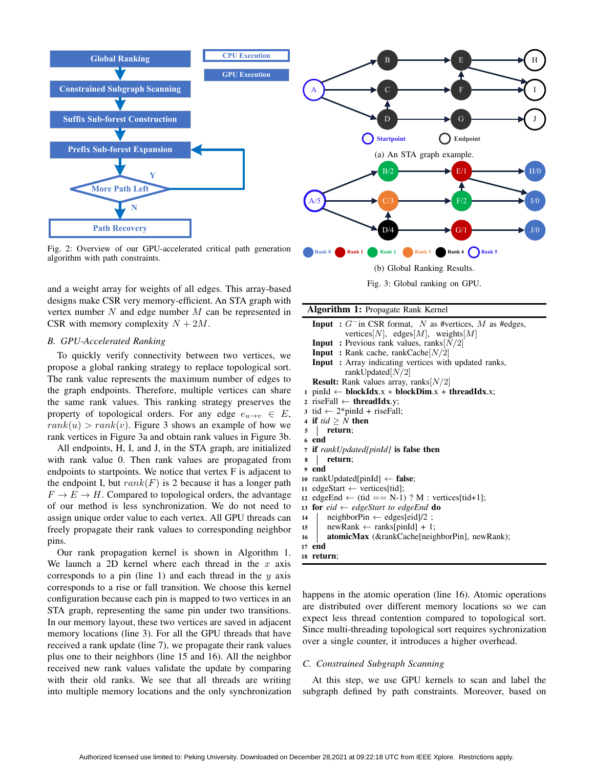Fig. 2: Overview of our GPU-accelerated critical path generation algorithm with path constraints.

(a) An STA graph example.

(b) Global Ranking Results.

Fig. 3: Global ranking on GPU.

and a weight array for weights of all edges. This array-based designs make CSR very memory-efficient. An STA graph with vertex number $N$ and edge number $M$ can be represented in CSR with memory complexity $N + 2M$.

### *B. GPU-Accelerated Ranking*

To quickly verify connectivity between two vertices, we propose a global ranking strategy to replace topological sort. The rank value represents the maximum number of edges to the graph endpoints. Therefore, multiple vertices can share the same rank values. This ranking strategy preserves the property of topological orders. For any edge $e_{u \to v} \in E$, $rank(u) > rank(v)$. Figure 3 shows an example of how we rank vertices in Figure 3a and obtain rank values in Figure 3b.

All endpoints, H, I, and J, in the STA graph, are initialized with rank value 0. Then rank values are propagated from endpoints to startpoints. We notice that vertex F is adjacent to the endpoint I, but $rank(F)$ is 2 because it has a longer path $F \to E \to H$. Compared to topological orders, the advantage of our method is less synchronization. We do not need to assign unique order value to each vertex. All GPU threads can freely propagate their rank values to corresponding neighbor pins.

Our rank propagation kernel is shown in Algorithm 1. We launch a 2D kernel where each thread in the $x$ axis corresponds to a pin (line 1) and each thread in the $y$ axis corresponds to a rise or fall transition. We choose this kernel configuration because each pin is mapped to two vertices in an STA graph, representing the same pin under two transitions. In our memory layout, these two vertices are saved in adjacent memory locations (line 3). For all the GPU threads that have received a rank update (line 7), we propagate their rank values plus one to their neighbors (line 15 and 16). All the neighbor received new rank values validate the update by comparing with their old ranks. We see that all threads are writing into multiple memory locations and the only synchronization

**Algorithm 1:** Propagate Rank Kernel

```
   Input  : G⁻ in CSR format, N as #vertices, M as #edges,
            vertices[N], edges[M], weights[M]
   Input  : Previous rank values, ranks[N/2]
   Input  : Rank cache, rankCache[N/2]
   Input  : Array indicating vertices with updated ranks,
            rankUpdated[N/2]
   Result: Rank values array, ranks[N/2]
 1 pinId ← blockIdx.x ∗ blockDim.x + threadIdx.x;
 2 riseFall ← threadIdx.y;
 3 tid ← 2*pinId + riseFall;
 4 if tid ≥ N then
 5 |   return;
 6 end
 7 if rankUpdated[pinId] is false then
 8 |   return;
 9 end
10 rankUpdated[pinId] ← false;
11 edgeStart ← vertices[tid];
12 edgeEnd ← (tid == N-1) ? M : vertices[tid+1];
13 for eid ← edgeStart to edgeEnd do
14 |   neighborPin ← edges[eid]/2 ;
15 |   newRank ← ranks[pinId] + 1;
16 |   atomicMax (&rankCache[neighborPin], newRank);
17 end
18 return;
```

happens in the atomic operation (line 16). Atomic operations are distributed over different memory locations so we can expect less thread contention compared to topological sort. Since multi-threading topological sort requires sychronization over a single counter, it introduces a higher overhead.

### *C. Constrained Subgraph Scanning*

At this step, we use GPU kernels to scan and label the subgraph defined by path constraints. Moreover, based on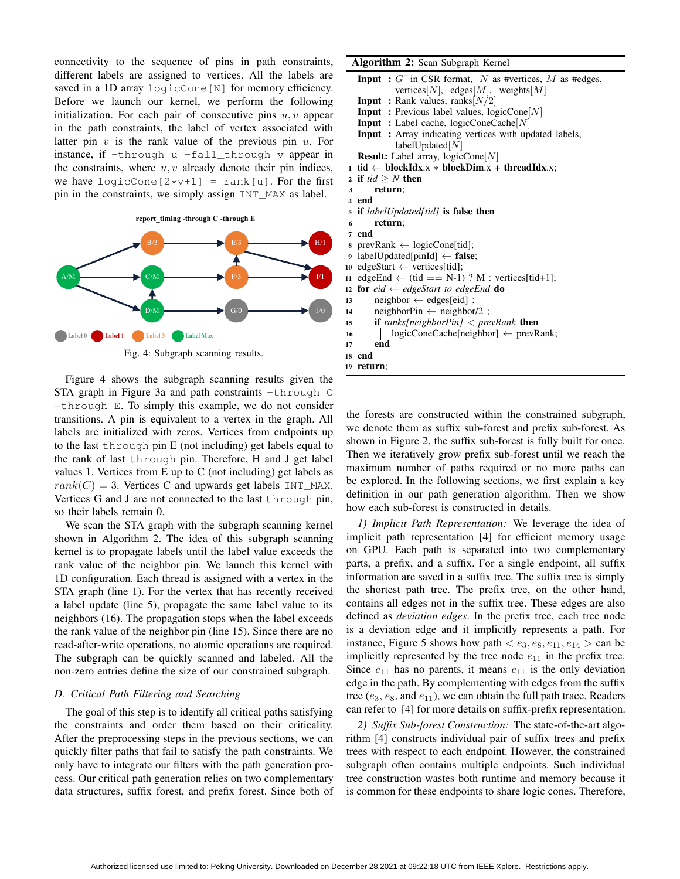connectivity to the sequence of pins in path constraints, different labels are assigned to vertices. All the labels are saved in a 1D array `logicCone[N]` for memory efficiency. Before we launch our kernel, we perform the following initialization. For each pair of consecutive pins $u, v$ appear in the path constraints, the label of vertex associated with latter pin $v$ is the rank value of the previous pin $u$. For instance, if `-through u -fall_through v` appear in the constraints, where $u, v$ already denote their pin indices, we have `logicCone[2*v+1] = rank[u]`. For the first pin in the constraints, we simply assign `INT_MAX` as label.

Fig. 4: Subgraph scanning results.

Figure 4 shows the subgraph scanning results given the STA graph in Figure 3a and path constraints `-through C -through E`. To simply this example, we do not consider transitions. A pin is equivalent to a vertex in the graph. All labels are initialized with zeros. Vertices from endpoints up to the last `through` pin E (not including) get labels equal to the rank of last `through` pin. Therefore, H and J get label values 1. Vertices from E up to C (not including) get labels as $rank(C) = 3$. Vertices C and upwards get labels `INT_MAX`. Vertices G and J are not connected to the last `through` pin, so their labels remain 0.

We scan the STA graph with the subgraph scanning kernel shown in Algorithm 2. The idea of this subgraph scanning kernel is to propagate labels until the label value exceeds the rank value of the neighbor pin. We launch this kernel with 1D configuration. Each thread is assigned with a vertex in the STA graph (line 1). For the vertex that has recently received a label update (line 5), propagate the same label value to its neighbors (16). The propagation stops when the label exceeds the rank value of the neighbor pin (line 15). Since there are no read-after-write operations, no atomic operations are required. The subgraph can be quickly scanned and labeled. All the non-zero entries define the size of our constrained subgraph.

**Algorithm 2:** Scan Subgraph Kernel

**Input** : $G^-$ in CSR format, $N$ as #vertices, $M$ as #edges, vertices$[N]$, edges$[M]$, weights$[M]$
**Input** : Rank values, ranks$[N/2]$
**Input** : Previous label values, logicCone$[N]$
**Input** : Label cache, logicConeCache$[N]$
**Input** : Array indicating vertices with updated labels, labelUpdated$[N]$
**Result:** Label array, logicCone$[N]$

```
1  tid ← blockIdx.x * blockDim.x + threadIdx.x;
2  if tid ≥ N then
3  |   return;
4  end
5  if labelUpdated[tid] is false then
6  |   return;
7  end
8  prevRank ← logicCone[tid];
9  labelUpdated[pinId] ← false;
10 edgeStart ← vertices[tid];
11 edgeEnd ← (tid == N-1) ? M : vertices[tid+1];
12 for eid ← edgeStart to edgeEnd do
13 |   neighbor ← edges[eid] ;
14 |   neighborPin ← neighbor/2 ;
15 |   if ranks[neighborPin] < prevRank then
16 |   |   logicConeCache[neighbor] ← prevRank;
17 |   end
18 end
19 return;
```

### D. Critical Path Filtering and Searching

The goal of this step is to identify all critical paths satisfying the constraints and order them based on their criticality. After the preprocessing steps in the previous sections, we can quickly filter paths that fail to satisfy the path constraints. We only have to integrate our filters with the path generation process. Our critical path generation relies on two complementary data structures, suffix forest, and prefix forest. Since both of the forests are constructed within the constrained subgraph, we denote them as suffix sub-forest and prefix sub-forest. As shown in Figure 2, the suffix sub-forest is fully built for once. Then we iteratively grow prefix sub-forest until we reach the maximum number of paths required or no more paths can be explored. In the following sections, we first explain a key definition in our path generation algorithm. Then we show how each sub-forest is constructed in details.

*1) Implicit Path Representation:* We leverage the idea of implicit path representation [4] for efficient memory usage on GPU. Each path is separated into two complementary parts, a prefix, and a suffix. For a single endpoint, all suffix information are saved in a suffix tree. The suffix tree is simply the shortest path tree. The prefix tree, on the other hand, contains all edges not in the suffix tree. These edges are also defined as *deviation edges*. In the prefix tree, each tree node is a deviation edge and it implicitly represents a path. For instance, Figure 5 shows how path $< e_3, e_8, e_{11}, e_{14} >$ can be implicitly represented by the tree node $e_{11}$ in the prefix tree. Since $e_{11}$ has no parents, it means $e_{11}$ is the only deviation edge in the path. By complementing with edges from the suffix tree ($e_3$, $e_8$, and $e_{11}$), we can obtain the full path trace. Readers can refer to [4] for more details on suffix-prefix representation.

*2) Suffix Sub-forest Construction:* The state-of-the-art algorithm [4] constructs individual pair of suffix trees and prefix trees with respect to each endpoint. However, the constrained subgraph often contains multiple endpoints. Such individual tree construction wastes both runtime and memory because it is common for these endpoints to share logic cones. Therefore,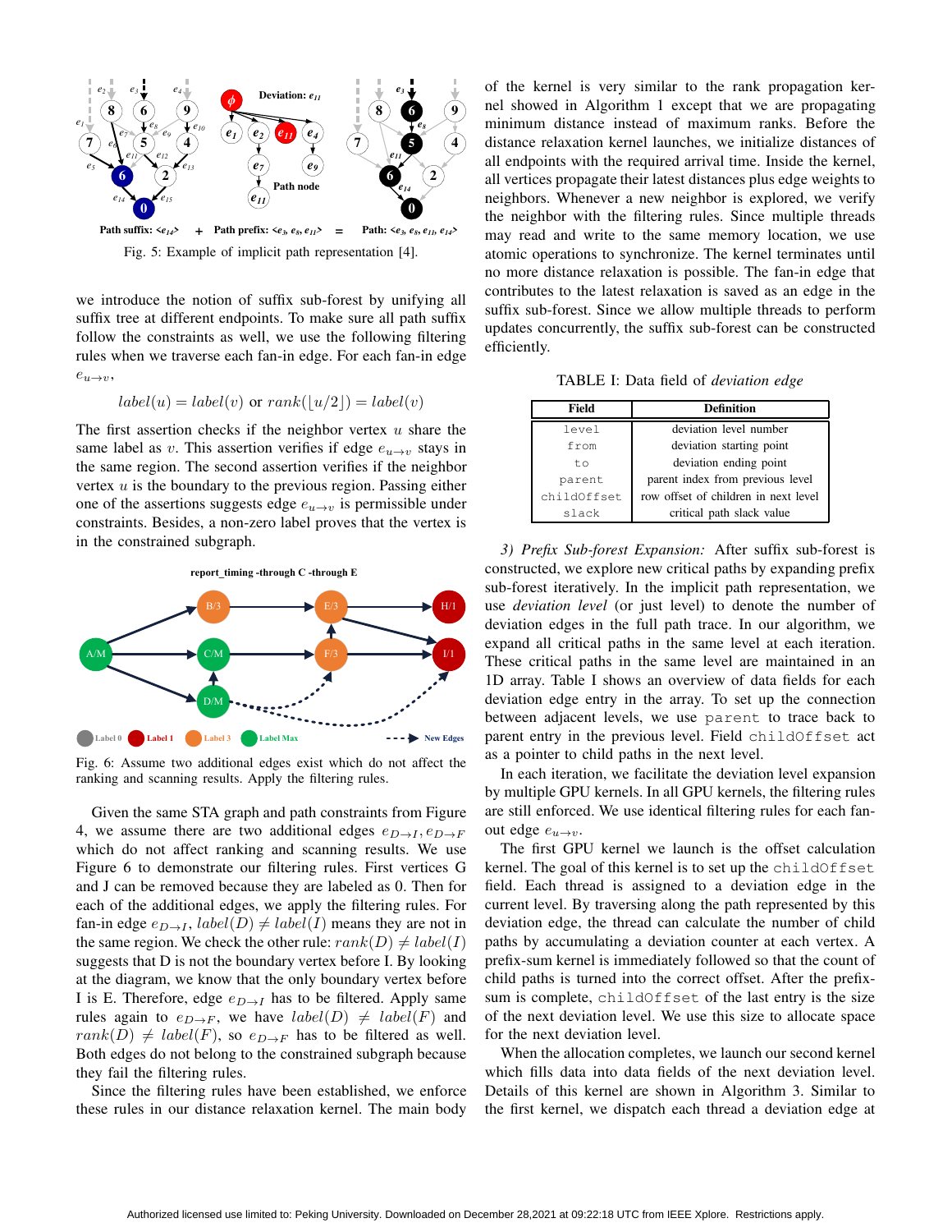Fig. 5: Example of implicit path representation [4].

we introduce the notion of suffix sub-forest by unifying all suffix tree at different endpoints. To make sure all path suffix follow the constraints as well, we use the following filtering rules when we traverse each fan-in edge. For each fan-in edge $e_{u\to v}$,

$$label(u) = label(v) \text{ or } rank(\lfloor u/2 \rfloor) = label(v)$$

The first assertion checks if the neighbor vertex $u$ share the same label as $v$. This assertion verifies if edge $e_{u\to v}$ stays in the same region. The second assertion verifies if the neighbor vertex $u$ is the boundary to the previous region. Passing either one of the assertions suggests edge $e_{u\to v}$ is permissible under constraints. Besides, a non-zero label proves that the vertex is in the constrained subgraph.

Fig. 6: Assume two additional edges exist which do not affect the ranking and scanning results. Apply the filtering rules.

Given the same STA graph and path constraints from Figure 4, we assume there are two additional edges $e_{D\to I}, e_{D\to F}$ which do not affect ranking and scanning results. We use Figure 6 to demonstrate our filtering rules. First vertices G and J can be removed because they are labeled as 0. Then for each of the additional edges, we apply the filtering rules. For fan-in edge $e_{D\to I}$, $label(D) \neq label(I)$ means they are not in the same region. We check the other rule: $rank(D) \neq label(I)$ suggests that D is not the boundary vertex before I. By looking at the diagram, we know that the only boundary vertex before I is E. Therefore, edge $e_{D\to I}$ has to be filtered. Apply same rules again to $e_{D\to F}$, we have $label(D) \neq label(F)$ and $rank(D) \neq label(F)$, so $e_{D\to F}$ has to be filtered as well. Both edges do not belong to the constrained subgraph because they fail the filtering rules.

Since the filtering rules have been established, we enforce these rules in our distance relaxation kernel. The main body of the kernel is very similar to the rank propagation kernel showed in Algorithm 1 except that we are propagating minimum distance instead of maximum ranks. Before the distance relaxation kernel launches, we initialize distances of all endpoints with the required arrival time. Inside the kernel, all vertices propagate their latest distances plus edge weights to neighbors. Whenever a new neighbor is explored, we verify the neighbor with the filtering rules. Since multiple threads may read and write to the same memory location, we use atomic operations to synchronize. The kernel terminates until no more distance relaxation is possible. The fan-in edge that contributes to the latest relaxation is saved as an edge in the suffix sub-forest. Since we allow multiple threads to perform updates concurrently, the suffix sub-forest can be constructed efficiently.

TABLE I: Data field of *deviation edge*

| Field | Definition |
|---|---|
| `level` | deviation level number |
| `from` | deviation starting point |
| `to` | deviation ending point |
| `parent` | parent index from previous level |
| `childOffset` | row offset of children in next level |
| `slack` | critical path slack value |

*3) Prefix Sub-forest Expansion:* After suffix sub-forest is constructed, we explore new critical paths by expanding prefix sub-forest iteratively. In the implicit path representation, we use *deviation level* (or just level) to denote the number of deviation edges in the full path trace. In our algorithm, we expand all critical paths in the same level at each iteration. These critical paths in the same level are maintained in an 1D array. Table I shows an overview of data fields for each deviation edge entry in the array. To set up the connection between adjacent levels, we use `parent` to trace back to parent entry in the previous level. Field `childOffset` act as a pointer to child paths in the next level.

In each iteration, we facilitate the deviation level expansion by multiple GPU kernels. In all GPU kernels, the filtering rules are still enforced. We use identical filtering rules for each fan-out edge $e_{u\to v}$.

The first GPU kernel we launch is the offset calculation kernel. The goal of this kernel is to set up the `childOffset` field. Each thread is assigned to a deviation edge in the current level. By traversing along the path represented by this deviation edge, the thread can calculate the number of child paths by accumulating a deviation counter at each vertex. A prefix-sum kernel is immediately followed so that the count of child paths is turned into the correct offset. After the prefix-sum is complete, `childOffset` of the last entry is the size of the next deviation level. We use this size to allocate space for the next deviation level.

When the allocation completes, we launch our second kernel which fills data into data fields of the next deviation level. Details of this kernel are shown in Algorithm 3. Similar to the first kernel, we dispatch each thread a deviation edge at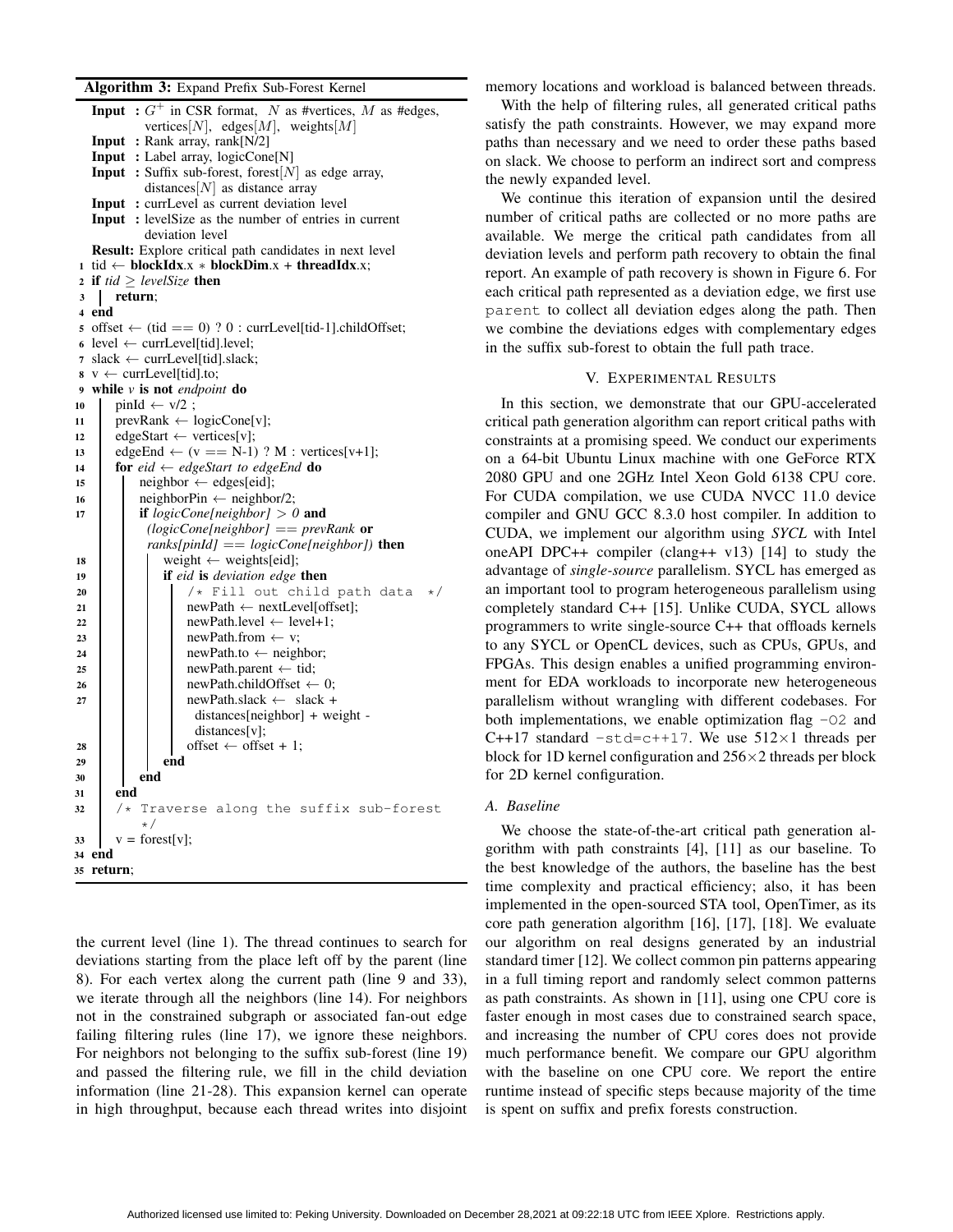**Algorithm 3:** Expand Prefix Sub-Forest Kernel

```
Input : G+ in CSR format, N as #vertices, M as #edges,
        vertices[N], edges[M], weights[M]
Input : Rank array, rank[N/2]
Input : Label array, logicCone[N]
Input : Suffix sub-forest, forest[N] as edge array,
        distances[N] as distance array
Input : currLevel as current deviation level
Input : levelSize as the number of entries in current
        deviation level
Result: Explore critical path candidates in next level
1  tid ← blockIdx.x ∗ blockDim.x + threadIdx.x;
2  if tid ≥ levelSize then
3  |  return;
4  end
5  offset ← (tid == 0) ? 0 : currLevel[tid-1].childOffset;
6  level ← currLevel[tid].level;
7  slack ← currLevel[tid].slack;
8  v ← currLevel[tid].to;
9  while v is not endpoint do
10 |  pinId ← v/2 ;
11 |  prevRank ← logicCone[v];
12 |  edgeStart ← vertices[v];
13 |  edgeEnd ← (v == N-1) ? M : vertices[v+1];
14 |  for eid ← edgeStart to edgeEnd do
15 |  |  neighbor ← edges[eid];
16 |  |  neighborPin ← neighbor/2;
17 |  |  if logicCone[neighbor] > 0 and
   |  |    (logicCone[neighbor] == prevRank or
   |  |    ranks[pinId] == logicCone[neighbor]) then
18 |  |  |  weight ← weights[eid];
19 |  |  |  if eid is deviation edge then
20 |  |  |  |  /* Fill out child path data  */
21 |  |  |  |  newPath ← nextLevel[offset];
22 |  |  |  |  newPath.level ← level+1;
23 |  |  |  |  newPath.from ← v;
24 |  |  |  |  newPath.to ← neighbor;
25 |  |  |  |  newPath.parent ← tid;
26 |  |  |  |  newPath.childOffset ← 0;
27 |  |  |  |  newPath.slack ← slack +
   |  |  |  |    distances[neighbor] + weight -
   |  |  |  |    distances[v];
28 |  |  |  |  offset ← offset + 1;
29 |  |  |  end
30 |  |  end
31 |  end
32 |  /* Traverse along the suffix sub-forest
   |     */
33 |  v = forest[v];
34 end
35 return;
```

the current level (line 1). The thread continues to search for deviations starting from the place left off by the parent (line 8). For each vertex along the current path (line 9 and 33), we iterate through all the neighbors (line 14). For neighbors not in the constrained subgraph or associated fan-out edge failing filtering rules (line 17), we ignore these neighbors. For neighbors not belonging to the suffix sub-forest (line 19) and passed the filtering rule, we fill in the child deviation information (line 21-28). This expansion kernel can operate in high throughput, because each thread writes into disjoint memory locations and workload is balanced between threads.

With the help of filtering rules, all generated critical paths satisfy the path constraints. However, we may expand more paths than necessary and we need to order these paths based on slack. We choose to perform an indirect sort and compress the newly expanded level.

We continue this iteration of expansion until the desired number of critical paths are collected or no more paths are available. We merge the critical path candidates from all deviation levels and perform path recovery to obtain the final report. An example of path recovery is shown in Figure 6. For each critical path represented as a deviation edge, we first use `parent` to collect all deviation edges along the path. Then we combine the deviations edges with complementary edges in the suffix sub-forest to obtain the full path trace.

## V. Experimental Results

In this section, we demonstrate that our GPU-accelerated critical path generation algorithm can report critical paths with constraints at a promising speed. We conduct our experiments on a 64-bit Ubuntu Linux machine with one GeForce RTX 2080 GPU and one 2GHz Intel Xeon Gold 6138 CPU core. For CUDA compilation, we use CUDA NVCC 11.0 device compiler and GNU GCC 8.3.0 host compiler. In addition to CUDA, we implement our algorithm using *SYCL* with Intel oneAPI DPC++ compiler (clang++ v13) [14] to study the advantage of *single-source* parallelism. SYCL has emerged as an important tool to program heterogeneous parallelism using completely standard C++ [15]. Unlike CUDA, SYCL allows programmers to write single-source C++ that offloads kernels to any SYCL or OpenCL devices, such as CPUs, GPUs, and FPGAs. This design enables a unified programming environment for EDA workloads to incorporate new heterogeneous parallelism without wrangling with different codebases. For both implementations, we enable optimization flag `-O2` and C++17 standard `-std=c++17`. We use 512×1 threads per block for 1D kernel configuration and 256×2 threads per block for 2D kernel configuration.

### A. Baseline

We choose the state-of-the-art critical path generation algorithm with path constraints [4], [11] as our baseline. To the best knowledge of the authors, the baseline has the best time complexity and practical efficiency; also, it has been implemented in the open-sourced STA tool, OpenTimer, as its core path generation algorithm [16], [17], [18]. We evaluate our algorithm on real designs generated by an industrial standard timer [12]. We collect common pin patterns appearing in a full timing report and randomly select common patterns as path constraints. As shown in [11], using one CPU core is faster enough in most cases due to constrained search space, and increasing the number of CPU cores does not provide much performance benefit. We compare our GPU algorithm with the baseline on one CPU core. We report the entire runtime instead of specific steps because majority of the time is spent on suffix and prefix forests construction.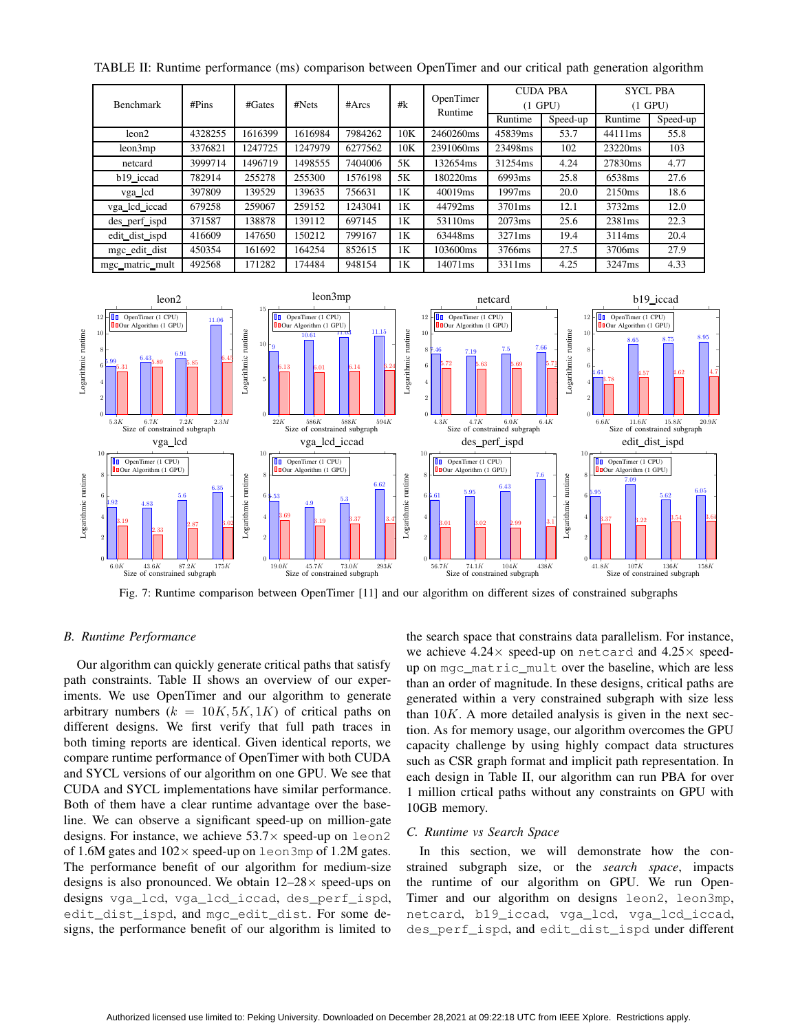TABLE II: Runtime performance (ms) comparison between OpenTimer and our critical path generation algorithm

| Benchmark | #Pins | #Gates | #Nets | #Arcs | #k | OpenTimer Runtime | CUDA PBA (1 GPU) | | SYCL PBA (1 GPU) | |
|---|---|---|---|---|---|---|---|---|---|---|
| | | | | | | | Runtime | Speed-up | Runtime | Speed-up |
| leon2 | 4328255 | 1616399 | 1616984 | 7984262 | 10K | 2460260ms | 45839ms | 53.7 | 44111ms | 55.8 |
| leon3mp | 3376821 | 1247725 | 1247979 | 6277562 | 10K | 2391060ms | 23498ms | 102 | 23220ms | 103 |
| netcard | 3999714 | 1496719 | 1498555 | 7404006 | 5K | 132654ms | 31254ms | 4.24 | 27830ms | 4.77 |
| b19_iccad | 782914 | 255278 | 255300 | 1576198 | 5K | 180220ms | 6993ms | 25.8 | 6538ms | 27.6 |
| vga_lcd | 397809 | 139529 | 139635 | 756631 | 1K | 40019ms | 1997ms | 20.0 | 2150ms | 18.6 |
| vga_lcd_iccad | 679258 | 259067 | 259152 | 1243041 | 1K | 44792ms | 3701ms | 12.1 | 3732ms | 12.0 |
| des_perf_ispd | 371587 | 138878 | 139112 | 697145 | 1K | 53110ms | 2073ms | 25.6 | 2381ms | 22.3 |
| edit_dist_ispd | 416609 | 147650 | 150212 | 799167 | 1K | 63448ms | 3271ms | 19.4 | 3114ms | 20.4 |
| mgc_edit_dist | 450354 | 161692 | 164254 | 852615 | 1K | 103600ms | 3766ms | 27.5 | 3706ms | 27.9 |
| mgc_matric_mult | 492568 | 171282 | 174484 | 948154 | 1K | 14071ms | 3311ms | 4.25 | 3247ms | 4.33 |

Fig. 7: Runtime comparison between OpenTimer [11] and our algorithm on different sizes of constrained subgraphs

### B. Runtime Performance

Our algorithm can quickly generate critical paths that satisfy path constraints. Table II shows an overview of our experiments. We use OpenTimer and our algorithm to generate arbitrary numbers ($k = 10K, 5K, 1K$) of critical paths on different designs. We first verify that full path traces in both timing reports are identical. Given identical reports, we compare runtime performance of OpenTimer with both CUDA and SYCL versions of our algorithm on one GPU. We see that CUDA and SYCL implementations have similar performance. Both of them have a clear runtime advantage over the baseline. We can observe a significant speed-up on million-gate designs. For instance, we achieve 53.7× speed-up on leon2 of 1.6M gates and 102× speed-up on leon3mp of 1.2M gates. The performance benefit of our algorithm for medium-size designs is also pronounced. We obtain 12–28× speed-ups on designs vga_lcd, vga_lcd_iccad, des_perf_ispd, edit_dist_ispd, and mgc_edit_dist. For some designs, the performance benefit of our algorithm is limited to the search space that constrains data parallelism. For instance, we achieve 4.24× speed-up on netcard and 4.25× speed-up on mgc_matric_mult over the baseline, which are less than an order of magnitude. In these designs, critical paths are generated within a very constrained subgraph with size less than $10K$. A more detailed analysis is given in the next section. As for memory usage, our algorithm overcomes the GPU capacity challenge by using highly compact data structures such as CSR graph format and implicit path representation. In each design in Table II, our algorithm can run PBA for over 1 million crtical paths without any constraints on GPU with 10GB memory.

### C. Runtime vs Search Space

In this section, we will demonstrate how the constrained subgraph size, or the *search space*, impacts the runtime of our algorithm on GPU. We run OpenTimer and our algorithm on designs leon2, leon3mp, netcard, b19_iccad, vga_lcd, vga_lcd_iccad, des_perf_ispd, and edit_dist_ispd under different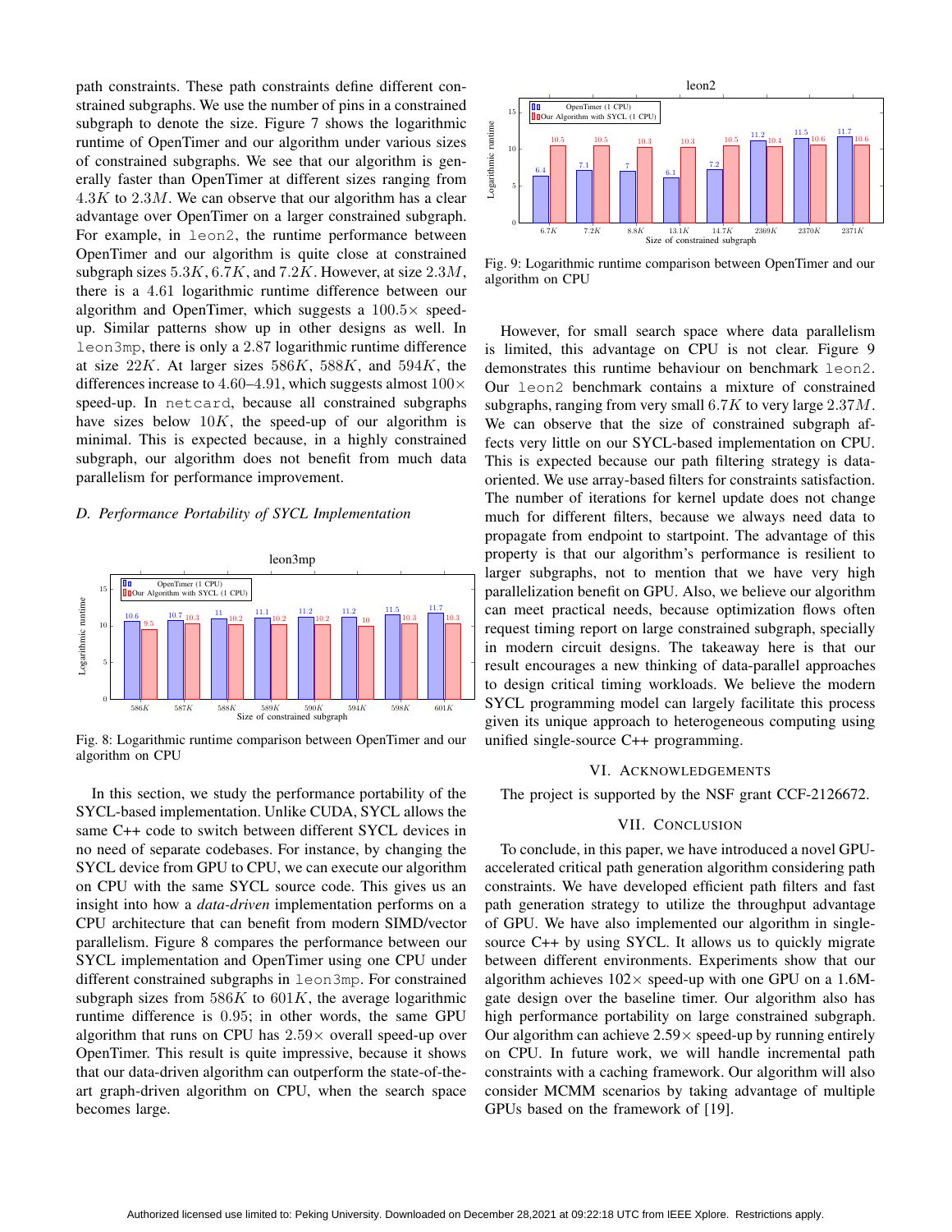path constraints. These path constraints define different constrained subgraphs. We use the number of pins in a constrained subgraph to denote the size. Figure 7 shows the logarithmic runtime of OpenTimer and our algorithm under various sizes of constrained subgraphs. We see that our algorithm is generally faster than OpenTimer at different sizes ranging from $4.3K$ to $2.3M$. We can observe that our algorithm has a clear advantage over OpenTimer on a larger constrained subgraph. For example, in `leon2`, the runtime performance between OpenTimer and our algorithm is quite close at constrained subgraph sizes $5.3K$, $6.7K$, and $7.2K$. However, at size $2.3M$, there is a 4.61 logarithmic runtime difference between our algorithm and OpenTimer, which suggests a $100.5\times$ speed-up. Similar patterns show up in other designs as well. In `leon3mp`, there is only a 2.87 logarithmic runtime difference at size $22K$. At larger sizes $586K$, $588K$, and $594K$, the differences increase to 4.60–4.91, which suggests almost $100\times$ speed-up. In `netcard`, because all constrained subgraphs have sizes below $10K$, the speed-up of our algorithm is minimal. This is expected because, in a highly constrained subgraph, our algorithm does not benefit from much data parallelism for performance improvement.

### D. Performance Portability of SYCL Implementation

Fig. 8: Logarithmic runtime comparison between OpenTimer and our algorithm on CPU

In this section, we study the performance portability of the SYCL-based implementation. Unlike CUDA, SYCL allows the same C++ code to switch between different SYCL devices in no need of separate codebases. For instance, by changing the SYCL device from GPU to CPU, we can execute our algorithm on CPU with the same SYCL source code. This gives us an insight into how a *data-driven* implementation performs on a CPU architecture that can benefit from modern SIMD/vector parallelism. Figure 8 compares the performance between our SYCL implementation and OpenTimer using one CPU under different constrained subgraphs in `leon3mp`. For constrained subgraph sizes from $586K$ to $601K$, the average logarithmic runtime difference is 0.95; in other words, the same GPU algorithm that runs on CPU has $2.59\times$ overall speed-up over OpenTimer. This result is quite impressive, because it shows that our data-driven algorithm can outperform the state-of-the-art graph-driven algorithm on CPU, when the search space becomes large.

Fig. 9: Logarithmic runtime comparison between OpenTimer and our algorithm on CPU

However, for small search space where data parallelism is limited, this advantage on CPU is not clear. Figure 9 demonstrates this runtime behaviour on benchmark `leon2`. Our `leon2` benchmark contains a mixture of constrained subgraphs, ranging from very small $6.7K$ to very large $2.37M$. We can observe that the size of constrained subgraph affects very little on our SYCL-based implementation on CPU. This is expected because our path filtering strategy is data-oriented. We use array-based filters for constraints satisfaction. The number of iterations for kernel update does not change much for different filters, because we always need data to propagate from endpoint to startpoint. The advantage of this property is that our algorithm's performance is resilient to larger subgraphs, not to mention that we have very high parallelization benefit on GPU. Also, we believe our algorithm can meet practical needs, because optimization flows often request timing report on large constrained subgraph, specially in modern circuit designs. The takeaway here is that our result encourages a new thinking of data-parallel approaches to design critical timing workloads. We believe the modern SYCL programming model can largely facilitate this process given its unique approach to heterogeneous computing using unified single-source C++ programming.

## VI. Acknowledgements

The project is supported by the NSF grant CCF-2126672.

## VII. Conclusion

To conclude, in this paper, we have introduced a novel GPU-accelerated critical path generation algorithm considering path constraints. We have developed efficient path filters and fast path generation strategy to utilize the throughput advantage of GPU. We have also implemented our algorithm in single-source C++ by using SYCL. It allows us to quickly migrate between different environments. Experiments show that our algorithm achieves $102\times$ speed-up with one GPU on a 1.6M-gate design over the baseline timer. Our algorithm also has high performance portability on large constrained subgraph. Our algorithm can achieve $2.59\times$ speed-up by running entirely on CPU. In future work, we will handle incremental path constraints with a caching framework. Our algorithm will also consider MCMM scenarios by taking advantage of multiple GPUs based on the framework of [19].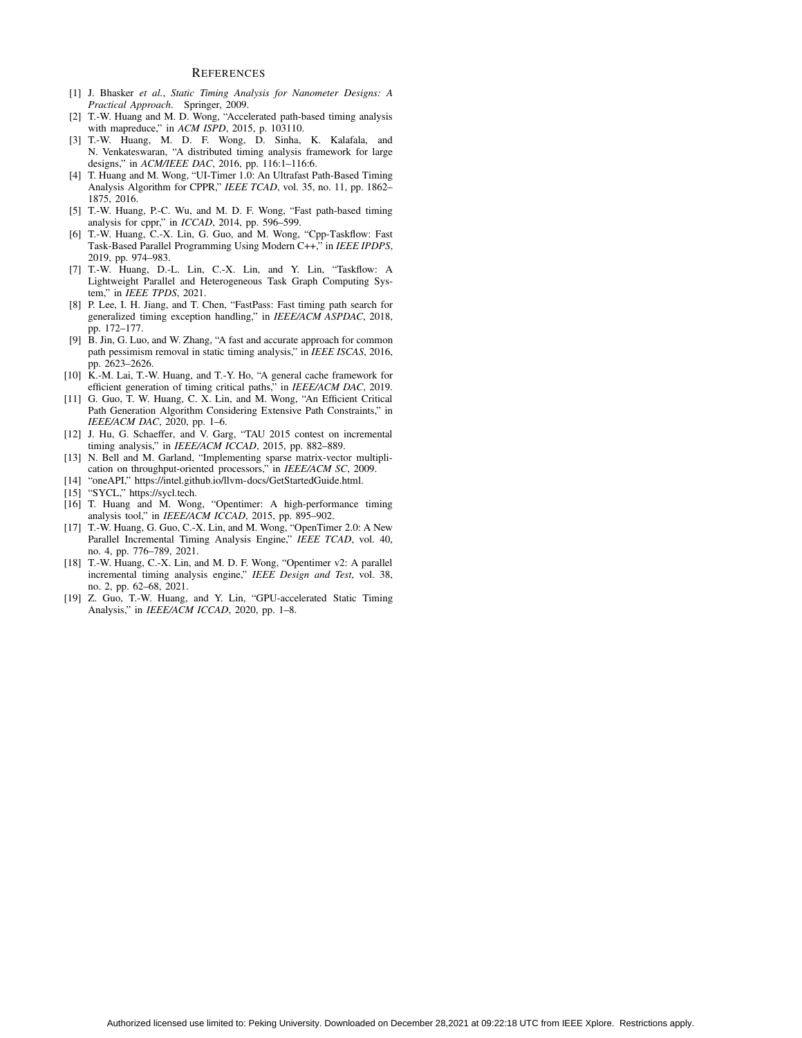# References

[1] J. Bhasker *et al.*, *Static Timing Analysis for Nanometer Designs: A Practical Approach*. Springer, 2009.

[2] T.-W. Huang and M. D. Wong, "Accelerated path-based timing analysis with mapreduce," in *ACM ISPD*, 2015, p. 103110.

[3] T.-W. Huang, M. D. F. Wong, D. Sinha, K. Kalafala, and N. Venkateswaran, "A distributed timing analysis framework for large designs," in *ACM/IEEE DAC*, 2016, pp. 116:1–116:6.

[4] T. Huang and M. Wong, "UI-Timer 1.0: An Ultrafast Path-Based Timing Analysis Algorithm for CPPR," *IEEE TCAD*, vol. 35, no. 11, pp. 1862–1875, 2016.

[5] T.-W. Huang, P.-C. Wu, and M. D. F. Wong, "Fast path-based timing analysis for cppr," in *ICCAD*, 2014, pp. 596–599.

[6] T.-W. Huang, C.-X. Lin, G. Guo, and M. Wong, "Cpp-Taskflow: Fast Task-Based Parallel Programming Using Modern C++," in *IEEE IPDPS*, 2019, pp. 974–983.

[7] T.-W. Huang, D.-L. Lin, C.-X. Lin, and Y. Lin, "Taskflow: A Lightweight Parallel and Heterogeneous Task Graph Computing System," in *IEEE TPDS*, 2021.

[8] P. Lee, I. H. Jiang, and T. Chen, "FastPass: Fast timing path search for generalized timing exception handling," in *IEEE/ACM ASPDAC*, 2018, pp. 172–177.

[9] B. Jin, G. Luo, and W. Zhang, "A fast and accurate approach for common path pessimism removal in static timing analysis," in *IEEE ISCAS*, 2016, pp. 2623–2626.

[10] K.-M. Lai, T.-W. Huang, and T.-Y. Ho, "A general cache framework for efficient generation of timing critical paths," in *IEEE/ACM DAC*, 2019.

[11] G. Guo, T. W. Huang, C. X. Lin, and M. Wong, "An Efficient Critical Path Generation Algorithm Considering Extensive Path Constraints," in *IEEE/ACM DAC*, 2020, pp. 1–6.

[12] J. Hu, G. Schaeffer, and V. Garg, "TAU 2015 contest on incremental timing analysis," in *IEEE/ACM ICCAD*, 2015, pp. 882–889.

[13] N. Bell and M. Garland, "Implementing sparse matrix-vector multiplication on throughput-oriented processors," in *IEEE/ACM SC*, 2009.

[14] "oneAPI," https://intel.github.io/llvm-docs/GetStartedGuide.html.

[15] "SYCL," https://sycl.tech.

[16] T. Huang and M. Wong, "Opentimer: A high-performance timing analysis tool," in *IEEE/ACM ICCAD*, 2015, pp. 895–902.

[17] T.-W. Huang, G. Guo, C.-X. Lin, and M. Wong, "OpenTimer 2.0: A New Parallel Incremental Timing Analysis Engine," *IEEE TCAD*, vol. 40, no. 4, pp. 776–789, 2021.

[18] T.-W. Huang, C.-X. Lin, and M. D. F. Wong, "Opentimer v2: A parallel incremental timing analysis engine," *IEEE Design and Test*, vol. 38, no. 2, pp. 62–68, 2021.

[19] Z. Guo, T.-W. Huang, and Y. Lin, "GPU-accelerated Static Timing Analysis," in *IEEE/ACM ICCAD*, 2020, pp. 1–8.